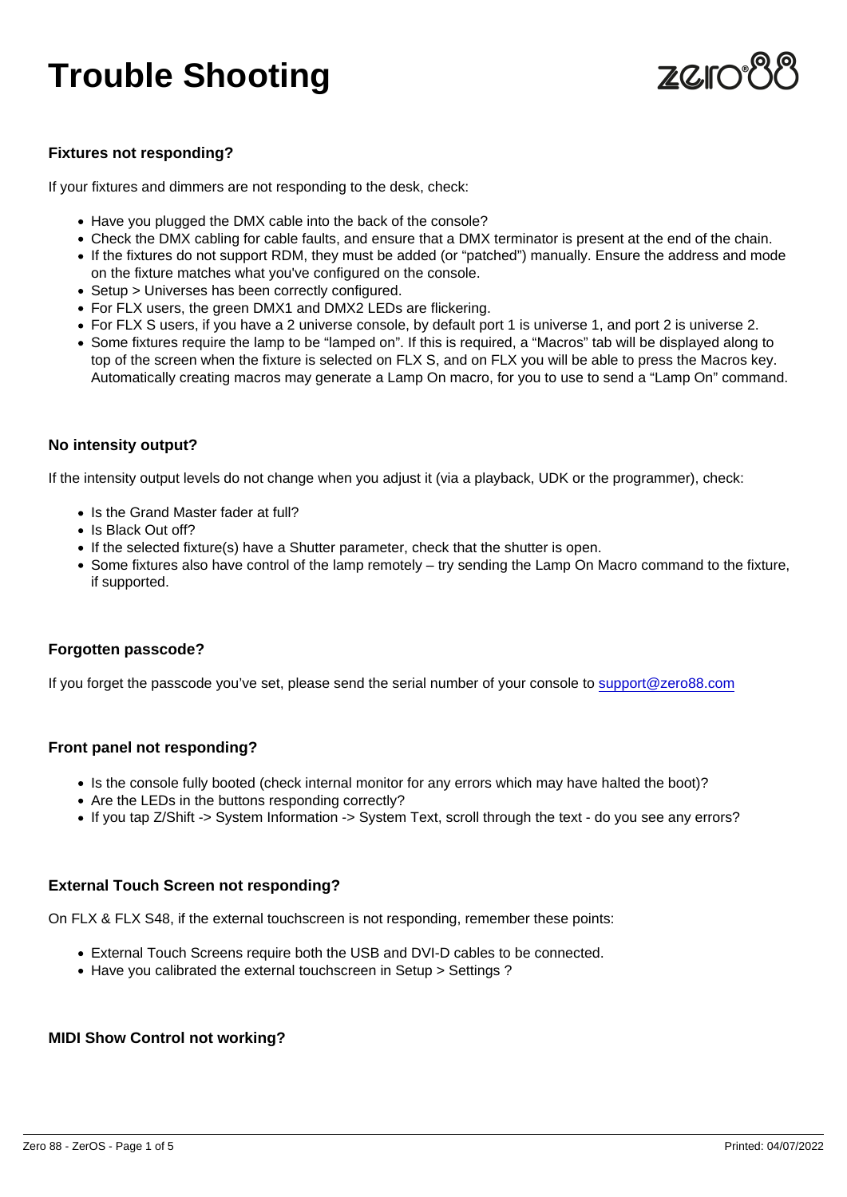# Trouble Shooting

### Fixtures not responding?

If your fixtures and dimmers are not responding to the desk, check:

- Have you plugged the DMX cable into the back of the console?
- Check the DMX cabling for cable faults, and ensure that a DMX terminator is present at the end of the chain.
- If the fixtures do not support RDM, they must be added (or "patched") manually. Ensure the address and mode on the fixture matches what you've configured on the console.
- Setup > Universes has been correctly configured.
- For FLX users, the green DMX1 and DMX2 LEDs are flickering.
- For FLX S users, if you have a 2 universe console, by default port 1 is universe 1, and port 2 is universe 2.
- Some fixtures require the lamp to be "lamped on". If this is required, a "Macros" tab will be displayed along to top of the screen when the fixture is selected on FLX S, and on FLX you will be able to press the Macros key. Automatically creating macros may generate a Lamp On macro, for you to use to send a "Lamp On" command.

### No intensity output?

If the intensity output levels do not change when you adjust it (via a playback, UDK or the programmer), check:

- Is the Grand Master fader at full?
- Is Black Out off?
- If the selected fixture(s) have a Shutter parameter, check that the shutter is open.
- Some fixtures also have control of the lamp remotely – try sending the Lamp On Macro command to the fixture, if supported.

### Forgotten passcode?

If you forget the passcode you've set, please send the serial number of your console to support@zero88.com

### Front panel not responding?

- Is the console fully booted (check internal monitor for any errors which may have halted the boot)?
- Are the LEDs in the buttons responding correctly?
- If you tap Z/Shift -> System Information -> System Text, scroll through the text - do you see any errors?

### External Touch Screen not responding?

On FLX & FLX S48, if the external touchscreen is not responding, remember these points:

- External Touch Screens require both the USB and DVI-D cables to be connected.
- Have you calibrated the external touchscreen in Setup > Settings ?

### MIDI Show Control not working?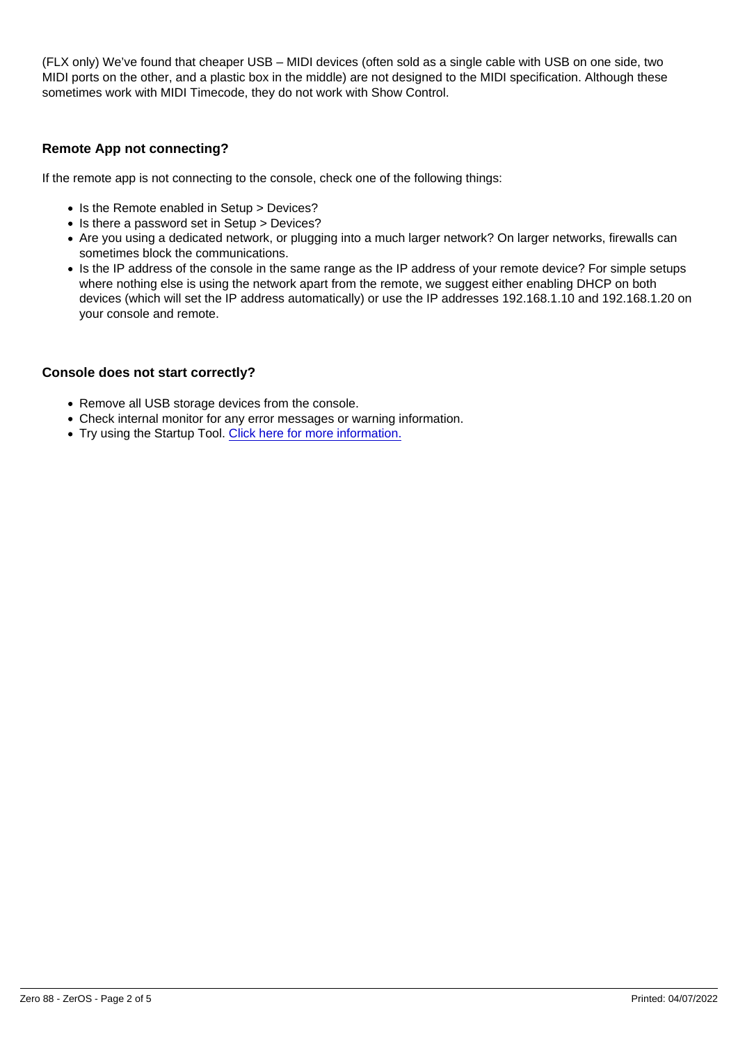(FLX only) We've found that cheaper USB – MIDI devices (often sold as a single cable with USB on one side, two MIDI ports on the other, and a plastic box in the middle) are not designed to the MIDI specification. Although these sometimes work with MIDI Timecode, they do not work with Show Control.

### Remote App not connecting?

If the remote app is not connecting to the console, check one of the following things:

- Is the Remote enabled in Setup > Devices?
- Is there a password set in Setup > Devices?
- Are you using a dedicated network, or plugging into a much larger network? On larger networks, firewalls can sometimes block the communications.
- Is the IP address of the console in the same range as the IP address of your remote device? For simple setups where nothing else is using the network apart from the remote, we suggest either enabling DHCP on both devices (which will set the IP address automatically) or use the IP addresses 192.168.1.10 and 192.168.1.20 on your console and remote.

### Console does not start correctly?

- Remove all USB storage devices from the console.
- Check internal monitor for any error messages or warning information.
- Try using the Startup Tool. Click here for more information.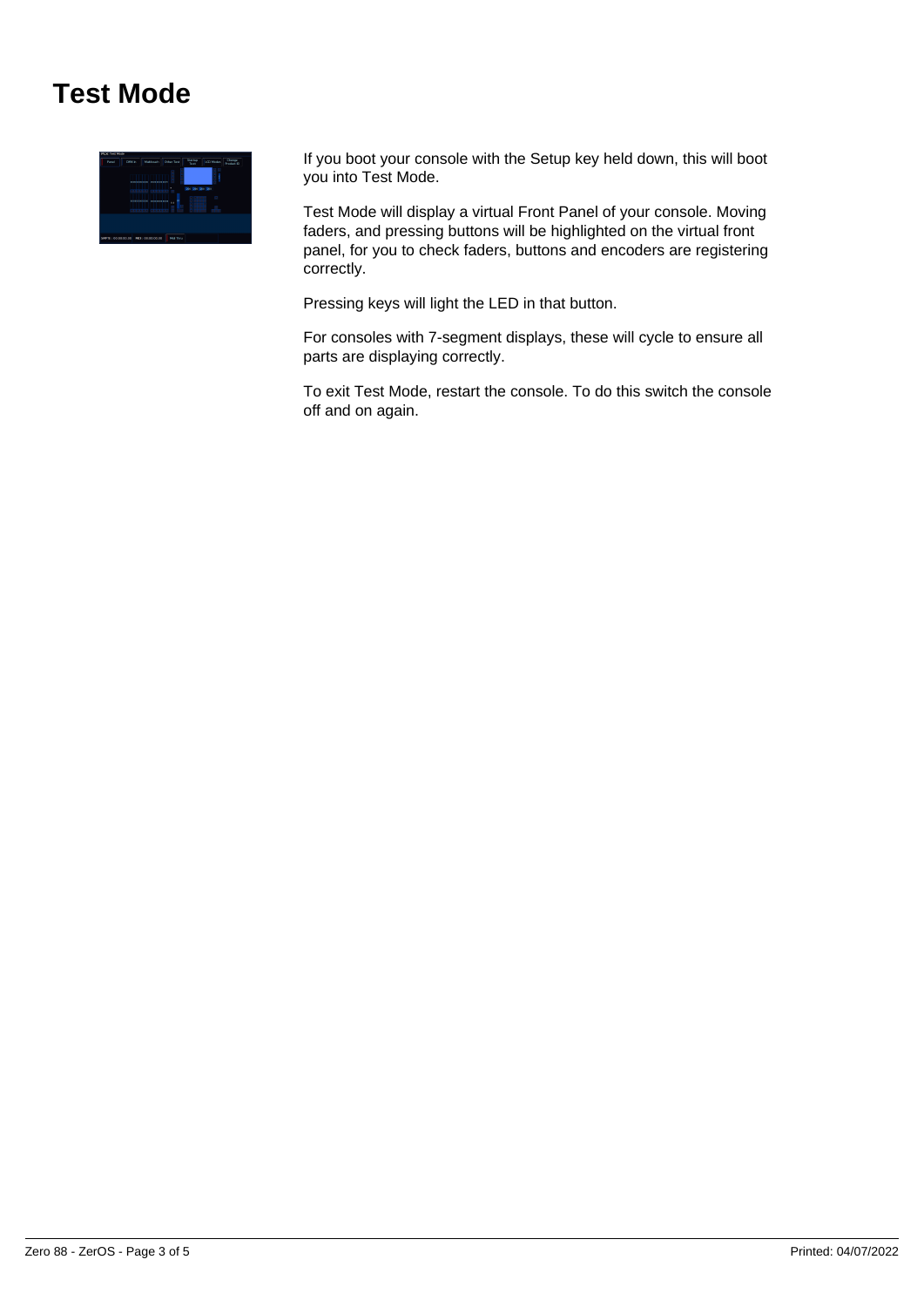# Test Mode

If you boot your console with the Setup key held down, this will boot you into Test Mode.

Test Mode will display a virtual Front Panel of your console. Moving faders, and pressing buttons will be highlighted on the virtual front panel, for you to check faders, buttons and encoders are registering correctly.

Pressing keys will light the LED in that button.

For consoles with 7-segment displays, these will cycle to ensure all parts are displaying correctly.

To exit Test Mode, restart the console. To do this switch the console off and on again.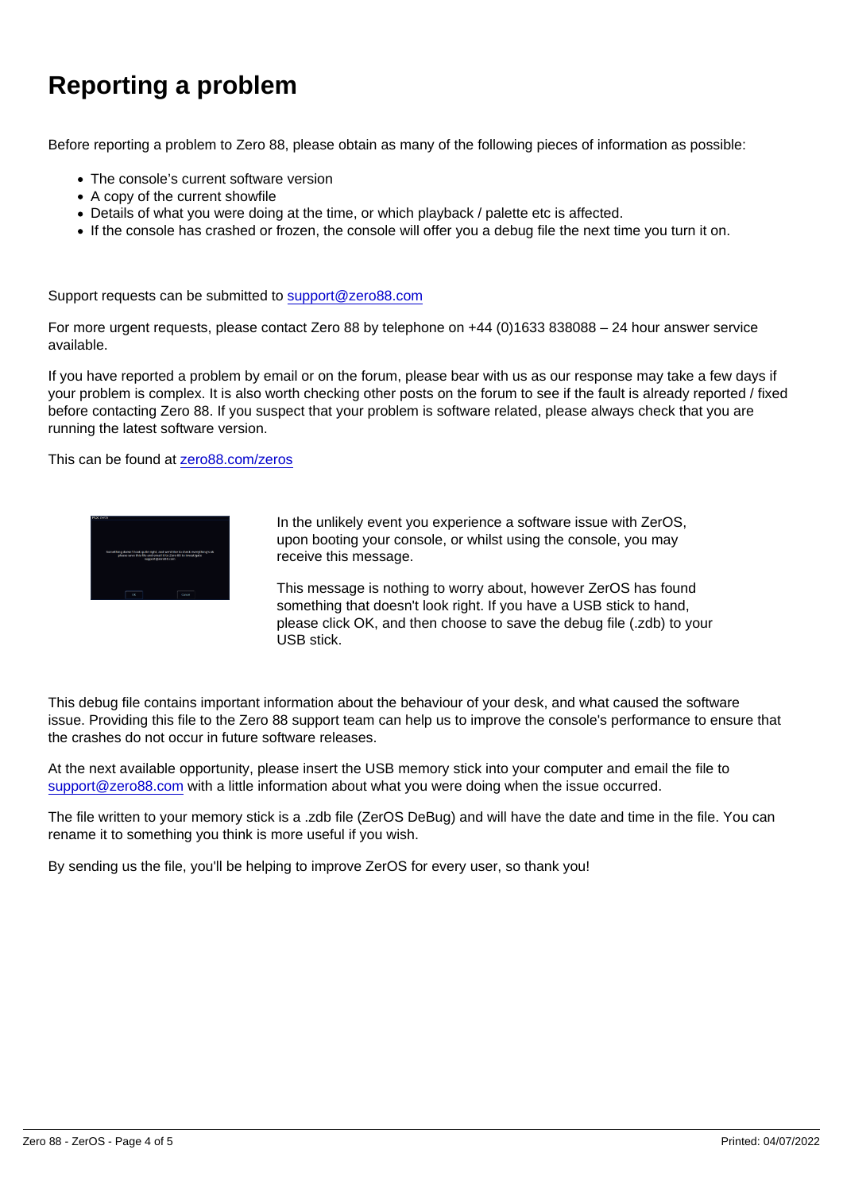# Reporting a problem

Before reporting a problem to Zero 88, please obtain as many of the following pieces of information as possible:

- The console's current software version
- A copy of the current showfile
- Details of what you were doing at the time, or which playback / palette etc is affected.
- If the console has crashed or frozen, the console will offer you a debug file the next time you turn it on.

Support requests can be submitted to support@zero88.com

For more urgent requests, please contact Zero 88 by telephone on +44 (0)1633 838088 – 24 hour answer service available.

If you have reported a problem by email or on the forum, please bear with us as our response may take a few days if your problem is complex. It is also worth checking other posts on the forum to see if the fault is already reported / fixed before contacting Zero 88. If you suspect that your problem is software related, please always check that you are running the latest software version.

This can be found at zero88.com/zeros

In the unlikely event you experience a software issue with ZerOS, upon booting your console, or whilst using the console, you may receive this message.

This message is nothing to worry about, however ZerOS has found something that doesn't look right. If you have a USB stick to hand, please click OK, and then choose to save the debug file (.zdb) to your USB stick.

This debug file contains important information about the behaviour of your desk, and what caused the software issue. Providing this file to the Zero 88 support team can help us to improve the console's performance to ensure that the crashes do not occur in future software releases.

At the next available opportunity, please insert the USB memory stick into your computer and email the file to support@zero88.com with a little information about what you were doing when the issue occurred.

The file written to your memory stick is a .zdb file (ZerOS DeBug) and will have the date and time in the file. You can rename it to something you think is more useful if you wish.

By sending us the file, you'll be helping to improve ZerOS for every user, so thank you!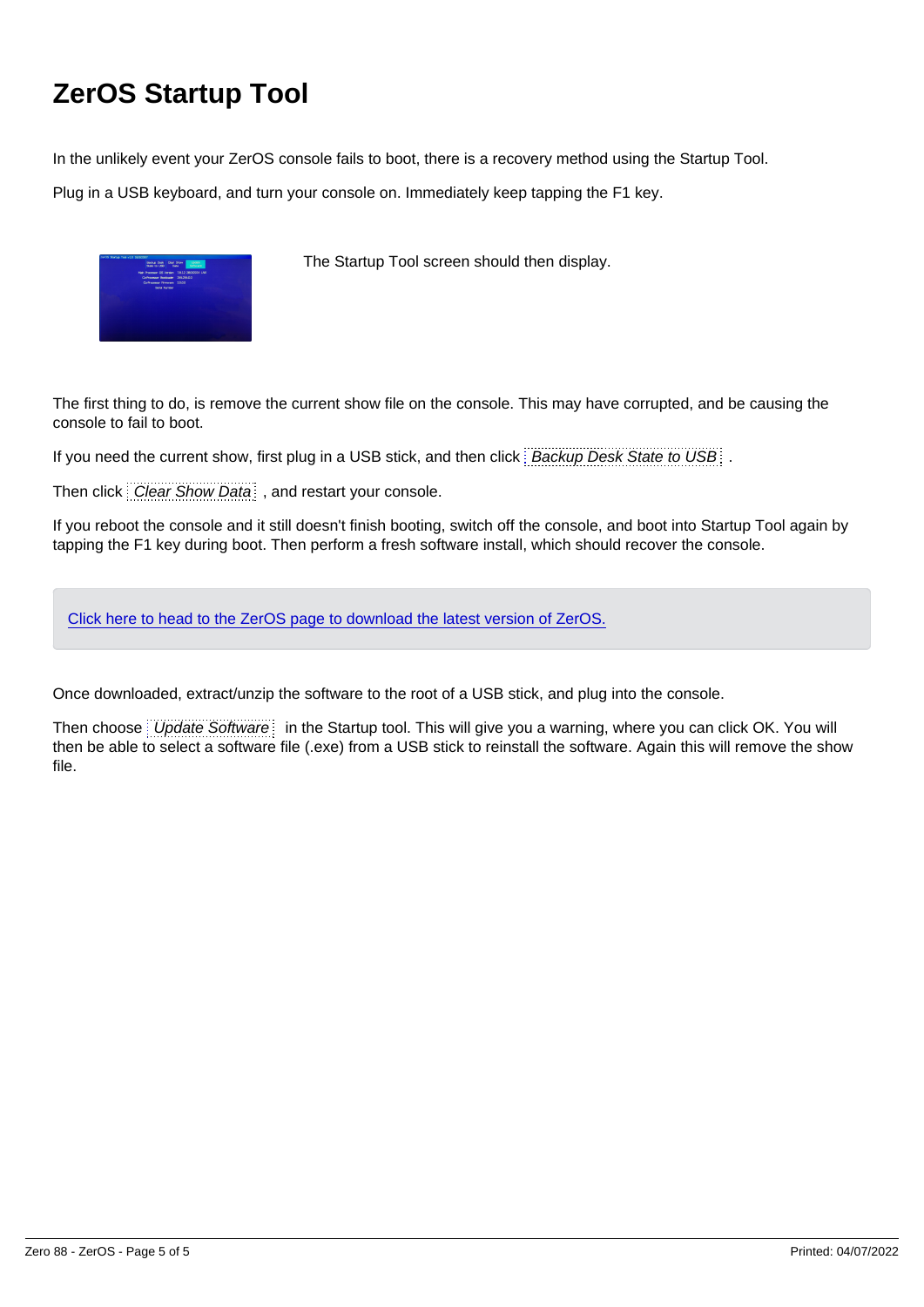# ZerOS Startup Tool

In the unlikely event your ZerOS console fails to boot, there is a recovery method using the Startup Tool.

Plug in a USB keyboard, and turn your console on. Immediately keep tapping the F1 key.

The Startup Tool screen should then display.

The first thing to do, is remove the current show file on the console. This may have corrupted, and be causing the console to fail to boot.

If you need the current show, first plug in a USB stick, and then click *Backup Desk State to USB* .

Then click *Clear Show Data* , and restart your console.

If you reboot the console and it still doesn't finish booting, switch off the console, and boot into Startup Tool again by tapping the F1 key during boot. Then perform a fresh software install, which should recover the console.

Click here to head to the ZerOS page to download the latest version of ZerOS.

Once downloaded, extract/unzip the software to the root of a USB stick, and plug into the console.

Then choose *Update Software* in the Startup tool. This will give you a warning, where you can click OK. You will then be able to select a software file (.exe) from a USB stick to reinstall the software. Again this will remove the show file.